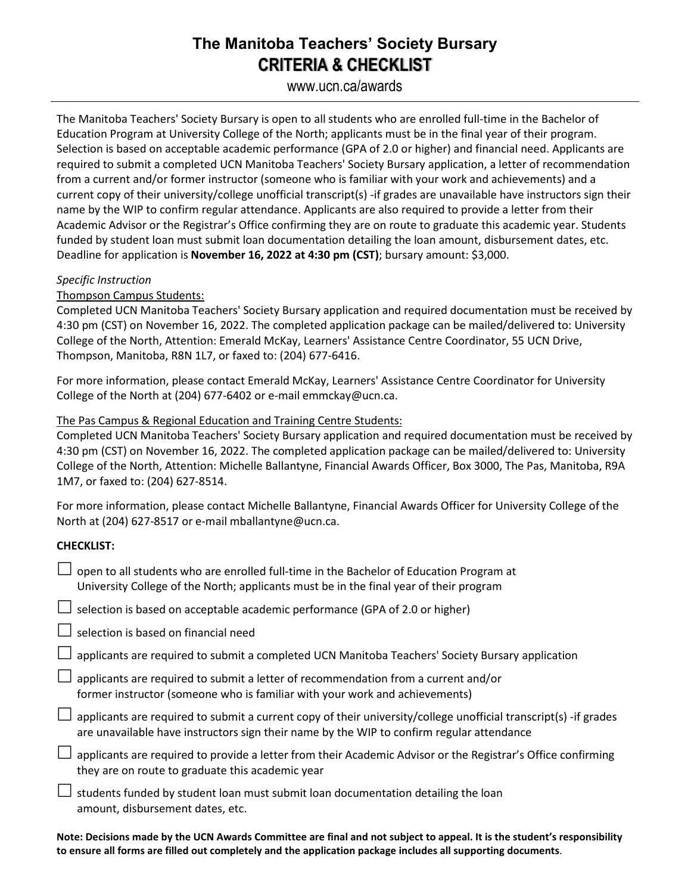# The Manitoba Teachers' Society Bursary

## CRITERIA & CHECKLIST

www.ucn.ca/awards

The Manitoba Teachers' Society Bursary is open to all students who are enrolled full-time in the Bachelor of Education Program at University College of the North; applicants must be in the final year of their program. Selection is based on acceptable academic performance (GPA of 2.0 or higher) and financial need. Applicants are required to submit a completed UCN Manitoba Teachers' Society Bursary application, a letter of recommendation from a current and/or former instructor (someone who is familiar with your work and achievements) and a current copy of their university/college unofficial transcript(s) -if grades are unavailable have instructors sign their name by the WIP to confirm regular attendance. Applicants are also required to provide a letter from their Academic Advisor or the Registrar's Office confirming they are on route to graduate this academic year. Students funded by student loan must submit loan documentation detailing the loan amount, disbursement dates, etc. Deadline for application is **November 16, 2022 at 4:30 pm (CST)**; bursary amount: $3,000.

*Specific Instruction*

Thompson Campus Students:

Completed UCN Manitoba Teachers' Society Bursary application and required documentation must be received by 4:30 pm (CST) on November 16, 2022. The completed application package can be mailed/delivered to: University College of the North, Attention: Emerald McKay, Learners' Assistance Centre Coordinator, 55 UCN Drive, Thompson, Manitoba, R8N 1L7, or faxed to: (204) 677-6416.

For more information, please contact Emerald McKay, Learners' Assistance Centre Coordinator for University College of the North at (204) 677-6402 or e-mail emmckay@ucn.ca.

The Pas Campus & Regional Education and Training Centre Students:

Completed UCN Manitoba Teachers' Society Bursary application and required documentation must be received by 4:30 pm (CST) on November 16, 2022. The completed application package can be mailed/delivered to: University College of the North, Attention: Michelle Ballantyne, Financial Awards Officer, Box 3000, The Pas, Manitoba, R9A 1M7, or faxed to: (204) 627-8514.

For more information, please contact Michelle Ballantyne, Financial Awards Officer for University College of the North at (204) 627-8517 or e-mail mballantyne@ucn.ca.

**CHECKLIST:**

- ☐ open to all students who are enrolled full-time in the Bachelor of Education Program at University College of the North; applicants must be in the final year of their program
- ☐ selection is based on acceptable academic performance (GPA of 2.0 or higher)
- ☐ selection is based on financial need
- ☐ applicants are required to submit a completed UCN Manitoba Teachers' Society Bursary application
- ☐ applicants are required to submit a letter of recommendation from a current and/or former instructor (someone who is familiar with your work and achievements)
- ☐ applicants are required to submit a current copy of their university/college unofficial transcript(s) -if grades are unavailable have instructors sign their name by the WIP to confirm regular attendance
- ☐ applicants are required to provide a letter from their Academic Advisor or the Registrar's Office confirming they are on route to graduate this academic year
- ☐ students funded by student loan must submit loan documentation detailing the loan amount, disbursement dates, etc.

**Note: Decisions made by the UCN Awards Committee are final and not subject to appeal. It is the student's responsibility to ensure all forms are filled out completely and the application package includes all supporting documents**.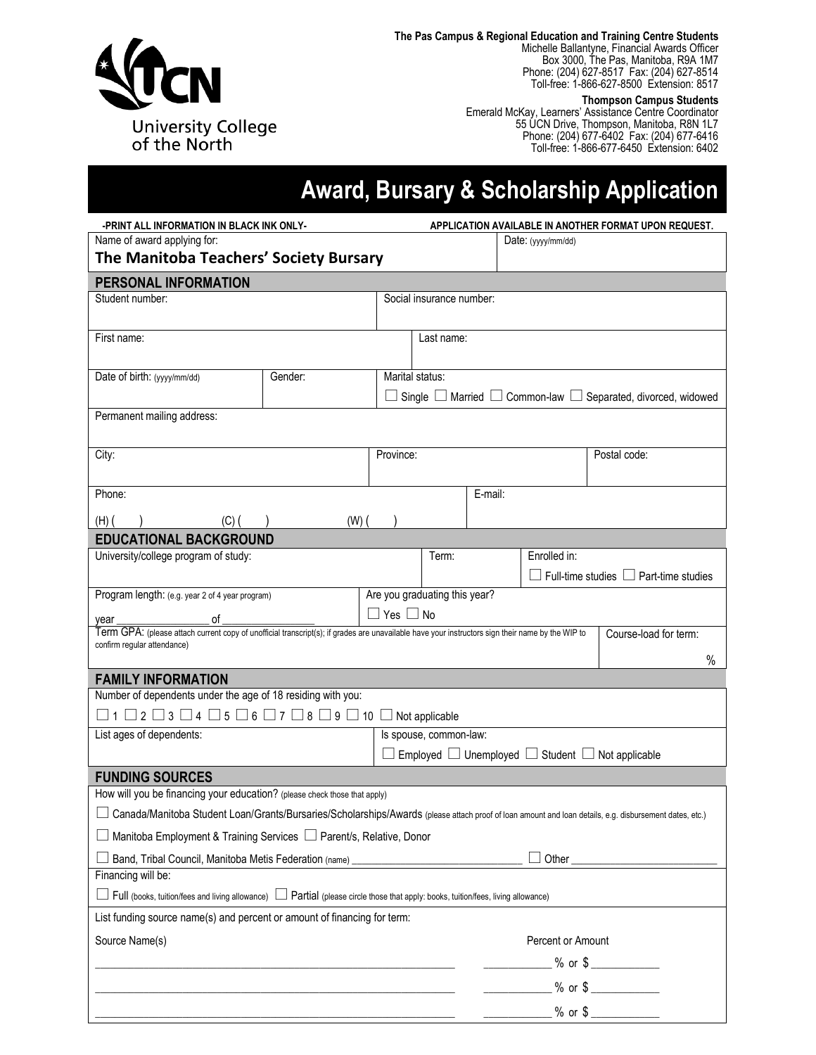University College of the North

**The Pas Campus & Regional Education and Training Centre Students**
Michelle Ballantyne, Financial Awards Officer
Box 3000, The Pas, Manitoba, R9A 1M7
Phone: (204) 627-8517 Fax: (204) 627-8514
Toll-free: 1-866-627-8500 Extension: 8517

**Thompson Campus Students**
Emerald McKay, Learners' Assistance Centre Coordinator
55 UCN Drive, Thompson, Manitoba, R8N 1L7
Phone: (204) 677-6402 Fax: (204) 677-6416
Toll-free: 1-866-677-6450 Extension: 6402

# Award, Bursary & Scholarship Application

**-PRINT ALL INFORMATION IN BLACK INK ONLY-** **APPLICATION AVAILABLE IN ANOTHER FORMAT UPON REQUEST.**

| Name of award applying for: | Date: (yyyy/mm/dd) |
|---|---|
| **The Manitoba Teachers' Society Bursary** | |

## PERSONAL INFORMATION

| Student number: | Social insurance number: |
|---|---|
| | |

| First name: | Last name: |
|---|---|
| | |

| Date of birth: (yyyy/mm/dd) | Gender: | Marital status: |
|---|---|---|
| | | ☐ Single ☐ Married ☐ Common-law ☐ Separated, divorced, widowed |

Permanent mailing address:

| City: | Province: | Postal code: |
|---|---|---|
| | | |

| Phone: | E-mail: |
|---|---|
| (H) ( ) (C) ( ) (W) ( ) | |

## EDUCATIONAL BACKGROUND

| University/college program of study: | Term: | Enrolled in: |
|---|---|---|
| | | ☐ Full-time studies ☐ Part-time studies |

| Program length: (e.g. year 2 of 4 year program) | Are you graduating this year? |
|---|---|
| year ________ of ________ | ☐ Yes ☐ No |

| Term GPA: (please attach current copy of unofficial transcript(s); if grades are unavailable have your instructors sign their name by the WIP to confirm regular attendance) | Course-load for term: |
|---|---|
| | % |

## FAMILY INFORMATION

Number of dependents under the age of 18 residing with you:

☐ 1 ☐ 2 ☐ 3 ☐ 4 ☐ 5 ☐ 6 ☐ 7 ☐ 8 ☐ 9 ☐ 10 ☐ Not applicable

| List ages of dependents: | Is spouse, common-law: |
|---|---|
| | ☐ Employed ☐ Unemployed ☐ Student ☐ Not applicable |

## FUNDING SOURCES

How will you be financing your education? (please check those that apply)

☐ Canada/Manitoba Student Loan/Grants/Bursaries/Scholarships/Awards (please attach proof of loan amount and loan details, e.g. disbursement dates, etc.)

☐ Manitoba Employment & Training Services ☐ Parent/s, Relative, Donor

☐ Band, Tribal Council, Manitoba Metis Federation (name) ______________________ ☐ Other ______________________

Financing will be:

☐ Full (books, tuition/fees and living allowance) ☐ Partial (please circle those that apply: books, tuition/fees, living allowance)

List funding source name(s) and percent or amount of financing for term:

| Source Name(s) | Percent or Amount |
|---|---|
| ______________________ | ________ % or $ ________ |
| ______________________ | ________ % or $ ________ |
| ______________________ | ________ % or $ ________ |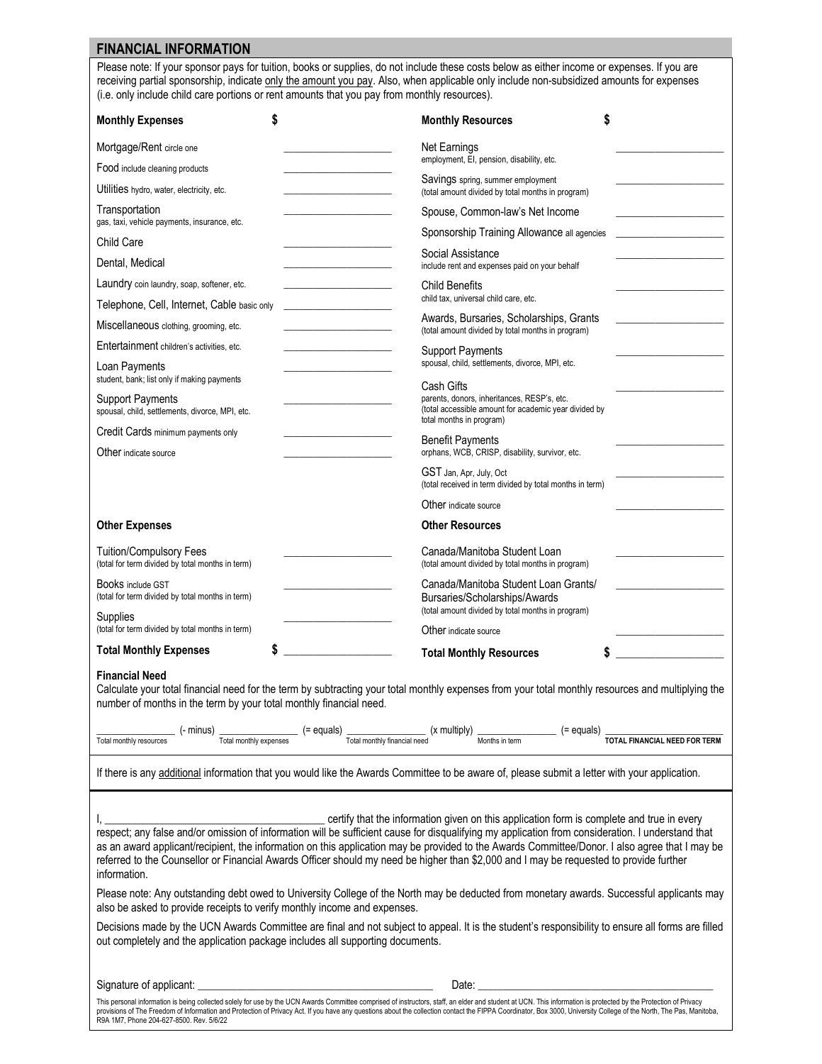## FINANCIAL INFORMATION

Please note: If your sponsor pays for tuition, books or supplies, do not include these costs below as either income or expenses. If you are receiving partial sponsorship, indicate only the amount you pay. Also, when applicable only include non-subsidized amounts for expenses (i.e. only include child care portions or rent amounts that you pay from monthly resources).

| **Monthly Expenses** | **$** | **Monthly Resources** | **$** |
|---|---|---|---|
| Mortgage/Rent circle one | ________ | Net Earnings employment, EI, pension, disability, etc. | ________ |
| Food include cleaning products | ________ | Savings spring, summer employment (total amount divided by total months in program) | ________ |
| Utilities hydro, water, electricity, etc. | ________ | Spouse, Common-law's Net Income | ________ |
| Transportation gas, taxi, vehicle payments, insurance, etc. | ________ | Sponsorship Training Allowance all agencies | ________ |
| Child Care | ________ | Social Assistance include rent and expenses paid on your behalf | ________ |
| Dental, Medical | ________ | Child Benefits child tax, universal child care, etc. | ________ |
| Laundry coin laundry, soap, softener, etc. | ________ | Awards, Bursaries, Scholarships, Grants (total amount divided by total months in program) | ________ |
| Telephone, Cell, Internet, Cable basic only | ________ | Support Payments spousal, child, settlements, divorce, MPI, etc. | ________ |
| Miscellaneous clothing, grooming, etc. | ________ | Cash Gifts parents, donors, inheritances, RESP's, etc. (total accessible amount for academic year divided by total months in program) | ________ |
| Entertainment children's activities, etc. | ________ | Benefit Payments orphans, WCB, CRISP, disability, survivor, etc. | ________ |
| Loan Payments student, bank; list only if making payments | ________ | GST Jan, Apr, July, Oct (total received in term divided by total months in term) | ________ |
| Support Payments spousal, child, settlements, divorce, MPI, etc. | ________ | Other indicate source | ________ |
| Credit Cards minimum payments only | ________ | | |
| Other indicate source | ________ | | |
| **Other Expenses** | | **Other Resources** | |
| Tuition/Compulsory Fees (total for term divided by total months in term) | ________ | Canada/Manitoba Student Loan (total amount divided by total months in program) | ________ |
| Books include GST (total for term divided by total months in term) | ________ | Canada/Manitoba Student Loan Grants/ Bursaries/Scholarships/Awards (total amount divided by total months in program) | ________ |
| Supplies (total for term divided by total months in term) | ________ | Other indicate source | ________ |
| **Total Monthly Expenses** | **$** ________ | **Total Monthly Resources** | **$** ________ |

**Financial Need**

Calculate your total financial need for the term by subtracting your total monthly expenses from your total monthly resources and multiplying the number of months in the term by your total monthly financial need.

________ (- minus) ________ (= equals) ________ (x multiply) ________ (= equals) ________

Total monthly resources — Total monthly expenses — Total monthly financial need — Months in term — **TOTAL FINANCIAL NEED FOR TERM**

If there is any additional information that you would like the Awards Committee to be aware of, please submit a letter with your application.

I, ______________________________ certify that the information given on this application form is complete and true in every respect; any false and/or omission of information will be sufficient cause for disqualifying my application from consideration. I understand that as an award applicant/recipient, the information on this application may be provided to the Awards Committee/Donor. I also agree that I may be referred to the Counsellor or Financial Awards Officer should my need be higher than $2,000 and I may be requested to provide further information.

Please note: Any outstanding debt owed to University College of the North may be deducted from monetary awards. Successful applicants may also be asked to provide receipts to verify monthly income and expenses.

Decisions made by the UCN Awards Committee are final and not subject to appeal. It is the student's responsibility to ensure all forms are filled out completely and the application package includes all supporting documents.

Signature of applicant: ______________________________ Date: ______________________________

This personal information is being collected solely for use by the UCN Awards Committee comprised of instructors, staff, an elder and student at UCN. This information is protected by the Protection of Privacy provisions of The Freedom of Information and Protection of Privacy Act. If you have any questions about the collection contact the FIPPA Coordinator, Box 3000, University College of the North, The Pas, Manitoba, R9A 1M7, Phone 204-627-8500. Rev. 5/6/22